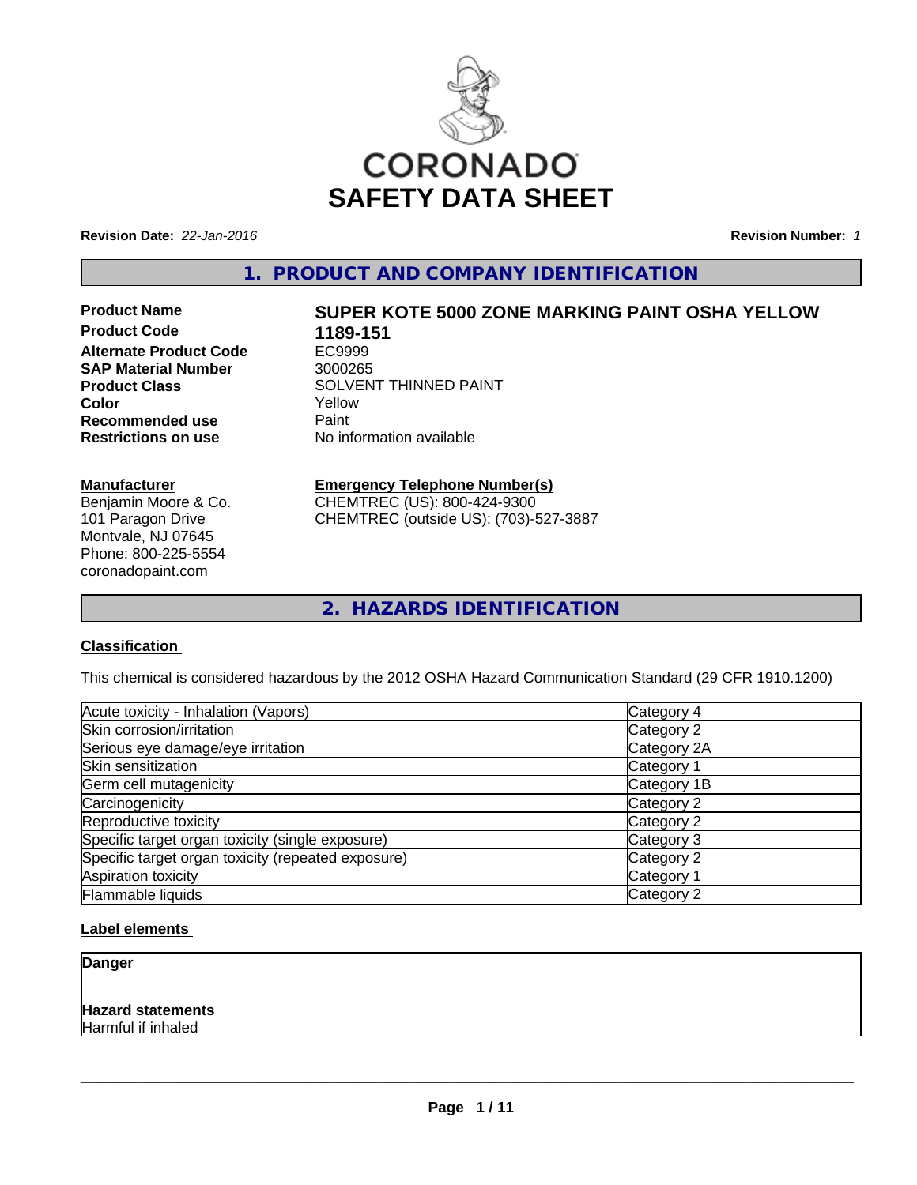# CORONADO SAFETY DATA SHEET

**Revision Date:** *22-Jan-2016*

**Revision Number:** *1*

## 1. PRODUCT AND COMPANY IDENTIFICATION

| | |
|---|---|
| **Product Name** | **SUPER KOTE 5000 ZONE MARKING PAINT OSHA YELLOW** |
| **Product Code** | **1189-151** |
| **Alternate Product Code** | EC9999 |
| **SAP Material Number** | 3000265 |
| **Product Class** | SOLVENT THINNED PAINT |
| **Color** | Yellow |
| **Recommended use** | Paint |
| **Restrictions on use** | No information available |

**Manufacturer**

Benjamin Moore & Co.
101 Paragon Drive
Montvale, NJ 07645
Phone: 800-225-5554
coronadopaint.com

**Emergency Telephone Number(s)**

CHEMTREC (US): 800-424-9300
CHEMTREC (outside US): (703)-527-3887

## 2. HAZARDS IDENTIFICATION

**Classification**

This chemical is considered hazardous by the 2012 OSHA Hazard Communication Standard (29 CFR 1910.1200)

| Hazard | Category |
|---|---|
| Acute toxicity - Inhalation (Vapors) | Category 4 |
| Skin corrosion/irritation | Category 2 |
| Serious eye damage/eye irritation | Category 2A |
| Skin sensitization | Category 1 |
| Germ cell mutagenicity | Category 1B |
| Carcinogenicity | Category 2 |
| Reproductive toxicity | Category 2 |
| Specific target organ toxicity (single exposure) | Category 3 |
| Specific target organ toxicity (repeated exposure) | Category 2 |
| Aspiration toxicity | Category 1 |
| Flammable liquids | Category 2 |

**Label elements**

**Danger**

**Hazard statements**

Harmful if inhaled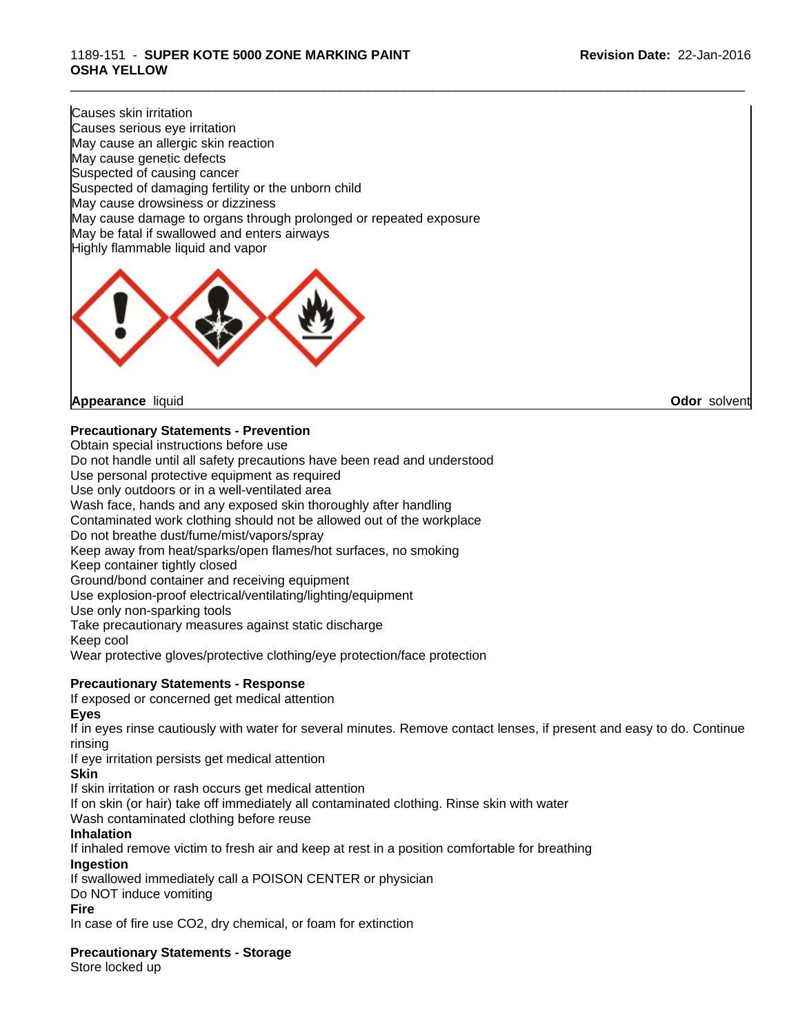Causes skin irritation
Causes serious eye irritation
May cause an allergic skin reaction
May cause genetic defects
Suspected of causing cancer
Suspected of damaging fertility or the unborn child
May cause drowsiness or dizziness
May cause damage to organs through prolonged or repeated exposure
May be fatal if swallowed and enters airways
Highly flammable liquid and vapor

**Appearance** liquid **Odor** solvent

**Precautionary Statements - Prevention**

Obtain special instructions before use
Do not handle until all safety precautions have been read and understood
Use personal protective equipment as required
Use only outdoors or in a well-ventilated area
Wash face, hands and any exposed skin thoroughly after handling
Contaminated work clothing should not be allowed out of the workplace
Do not breathe dust/fume/mist/vapors/spray
Keep away from heat/sparks/open flames/hot surfaces, no smoking
Keep container tightly closed
Ground/bond container and receiving equipment
Use explosion-proof electrical/ventilating/lighting/equipment
Use only non-sparking tools
Take precautionary measures against static discharge
Keep cool
Wear protective gloves/protective clothing/eye protection/face protection

**Precautionary Statements - Response**

If exposed or concerned get medical attention

**Eyes**

If in eyes rinse cautiously with water for several minutes. Remove contact lenses, if present and easy to do. Continue rinsing
If eye irritation persists get medical attention

**Skin**

If skin irritation or rash occurs get medical attention
If on skin (or hair) take off immediately all contaminated clothing. Rinse skin with water
Wash contaminated clothing before reuse

**Inhalation**

If inhaled remove victim to fresh air and keep at rest in a position comfortable for breathing

**Ingestion**

If swallowed immediately call a POISON CENTER or physician
Do NOT induce vomiting

**Fire**

In case of fire use $CO_2$, dry chemical, or foam for extinction

**Precautionary Statements - Storage**

Store locked up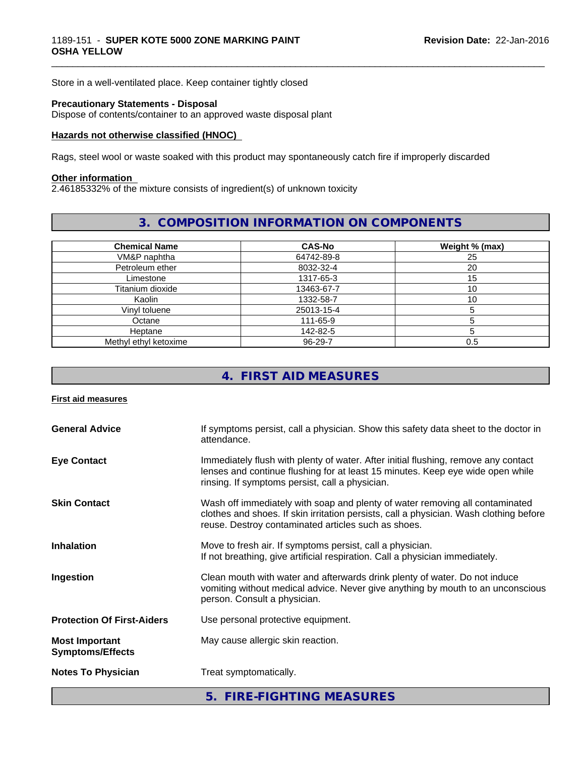Store in a well-ventilated place. Keep container tightly closed

**Precautionary Statements - Disposal**
Dispose of contents/container to an approved waste disposal plant

**Hazards not otherwise classified (HNOC)**

Rags, steel wool or waste soaked with this product may spontaneously catch fire if improperly discarded

**Other information**
2.46185332% of the mixture consists of ingredient(s) of unknown toxicity

## 3. COMPOSITION INFORMATION ON COMPONENTS

| Chemical Name | CAS-No | Weight % (max) |
|---|---|---|
| VM&P naphtha | 64742-89-8 | 25 |
| Petroleum ether | 8032-32-4 | 20 |
| Limestone | 1317-65-3 | 15 |
| Titanium dioxide | 13463-67-7 | 10 |
| Kaolin | 1332-58-7 | 10 |
| Vinyl toluene | 25013-15-4 | 5 |
| Octane | 111-65-9 | 5 |
| Heptane | 142-82-5 | 5 |
| Methyl ethyl ketoxime | 96-29-7 | 0.5 |

## 4. FIRST AID MEASURES

**First aid measures**

**General Advice**
If symptoms persist, call a physician. Show this safety data sheet to the doctor in attendance.

**Eye Contact**
Immediately flush with plenty of water. After initial flushing, remove any contact lenses and continue flushing for at least 15 minutes. Keep eye wide open while rinsing. If symptoms persist, call a physician.

**Skin Contact**
Wash off immediately with soap and plenty of water removing all contaminated clothes and shoes. If skin irritation persists, call a physician. Wash clothing before reuse. Destroy contaminated articles such as shoes.

**Inhalation**
Move to fresh air. If symptoms persist, call a physician.
If not breathing, give artificial respiration. Call a physician immediately.

**Ingestion**
Clean mouth with water and afterwards drink plenty of water. Do not induce vomiting without medical advice. Never give anything by mouth to an unconscious person. Consult a physician.

**Protection Of First-Aiders**
Use personal protective equipment.

**Most Important Symptoms/Effects**
May cause allergic skin reaction.

**Notes To Physician**
Treat symptomatically.

## 5. FIRE-FIGHTING MEASURES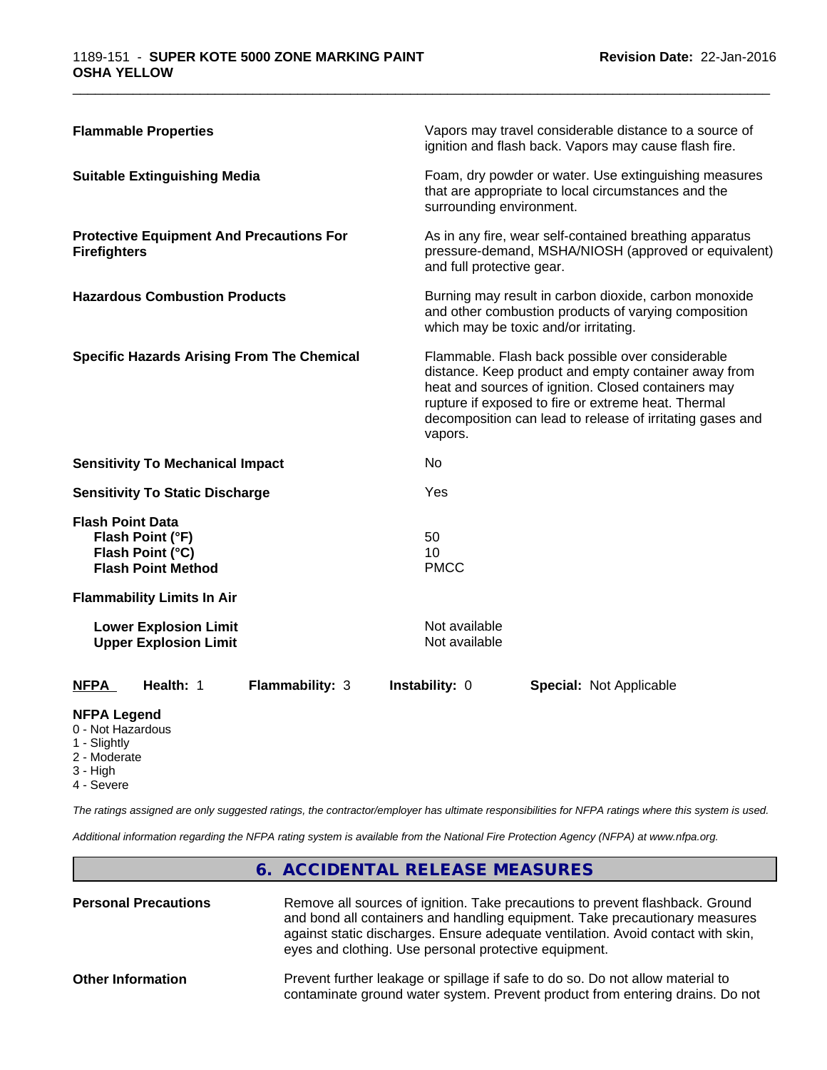| | |
|---|---|
| **Flammable Properties** | Vapors may travel considerable distance to a source of ignition and flash back. Vapors may cause flash fire. |
| **Suitable Extinguishing Media** | Foam, dry powder or water. Use extinguishing measures that are appropriate to local circumstances and the surrounding environment. |
| **Protective Equipment And Precautions For Firefighters** | As in any fire, wear self-contained breathing apparatus pressure-demand, MSHA/NIOSH (approved or equivalent) and full protective gear. |
| **Hazardous Combustion Products** | Burning may result in carbon dioxide, carbon monoxide and other combustion products of varying composition which may be toxic and/or irritating. |
| **Specific Hazards Arising From The Chemical** | Flammable. Flash back possible over considerable distance. Keep product and empty container away from heat and sources of ignition. Closed containers may rupture if exposed to fire or extreme heat. Thermal decomposition can lead to release of irritating gases and vapors. |
| **Sensitivity To Mechanical Impact** | No |
| **Sensitivity To Static Discharge** | Yes |

**Flash Point Data**

| | |
|---|---|
| **Flash Point (°F)** | 50 |
| **Flash Point (°C)** | 10 |
| **Flash Point Method** | PMCC |

**Flammability Limits In Air**

| | |
|---|---|
| **Lower Explosion Limit** | Not available |
| **Upper Explosion Limit** | Not available |

| **NFPA** | **Health:** 1 | **Flammability:** 3 | **Instability:** 0 | **Special:** Not Applicable |
|---|---|---|---|---|

**NFPA Legend**

- 0 - Not Hazardous
- 1 - Slightly
- 2 - Moderate
- 3 - High
- 4 - Severe

*The ratings assigned are only suggested ratings, the contractor/employer has ultimate responsibilities for NFPA ratings where this system is used.*

*Additional information regarding the NFPA rating system is available from the National Fire Protection Agency (NFPA) at www.nfpa.org.*

## 6. ACCIDENTAL RELEASE MEASURES

| | |
|---|---|
| **Personal Precautions** | Remove all sources of ignition. Take precautions to prevent flashback. Ground and bond all containers and handling equipment. Take precautionary measures against static discharges. Ensure adequate ventilation. Avoid contact with skin, eyes and clothing. Use personal protective equipment. |
| **Other Information** | Prevent further leakage or spillage if safe to do so. Do not allow material to contaminate ground water system. Prevent product from entering drains. Do not |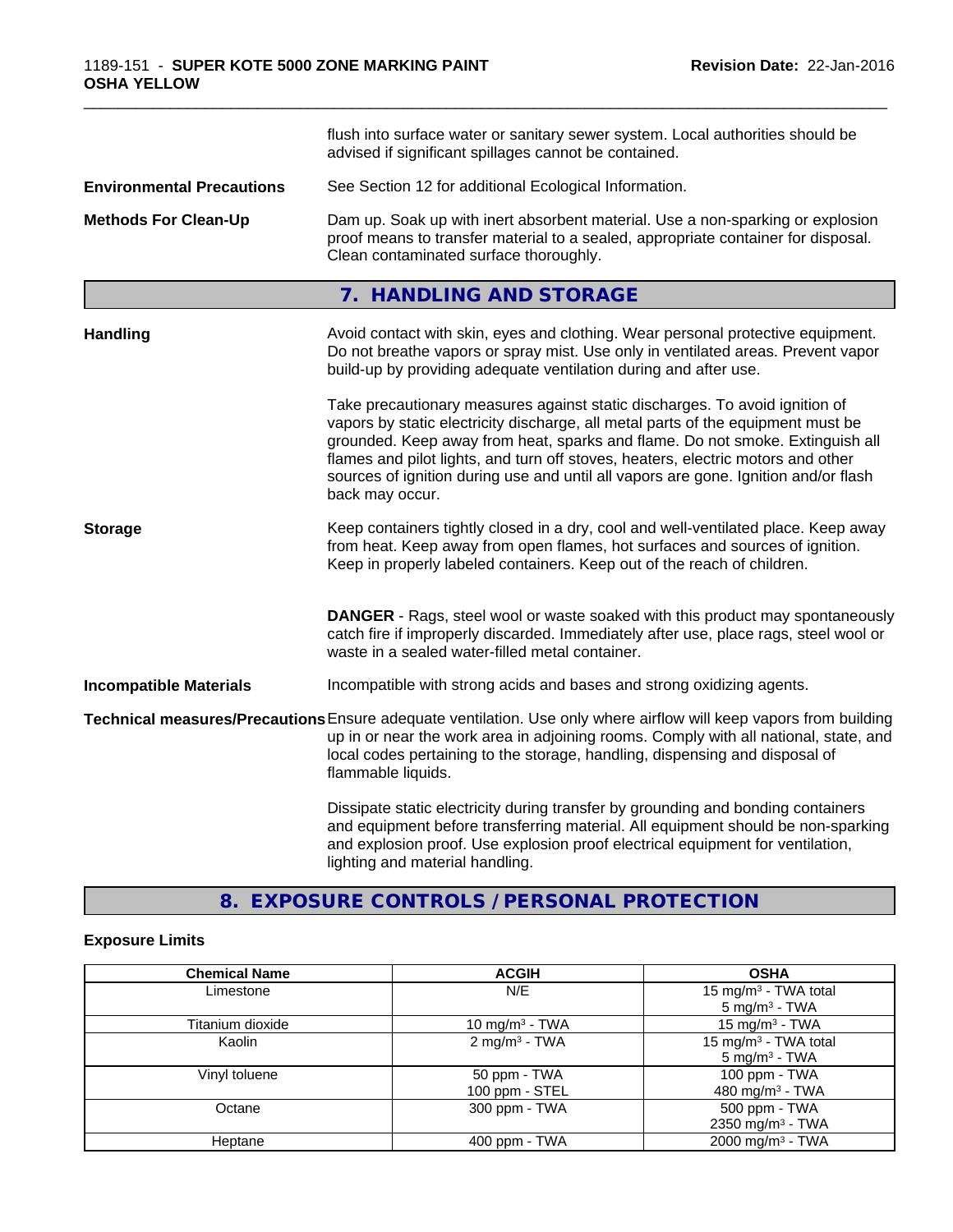flush into surface water or sanitary sewer system. Local authorities should be advised if significant spillages cannot be contained.

**Environmental Precautions** See Section 12 for additional Ecological Information.

**Methods For Clean-Up** Dam up. Soak up with inert absorbent material. Use a non-sparking or explosion proof means to transfer material to a sealed, appropriate container for disposal. Clean contaminated surface thoroughly.

## 7. HANDLING AND STORAGE

**Handling** Avoid contact with skin, eyes and clothing. Wear personal protective equipment. Do not breathe vapors or spray mist. Use only in ventilated areas. Prevent vapor build-up by providing adequate ventilation during and after use.

Take precautionary measures against static discharges. To avoid ignition of vapors by static electricity discharge, all metal parts of the equipment must be grounded. Keep away from heat, sparks and flame. Do not smoke. Extinguish all flames and pilot lights, and turn off stoves, heaters, electric motors and other sources of ignition during use and until all vapors are gone. Ignition and/or flash back may occur.

**Storage** Keep containers tightly closed in a dry, cool and well-ventilated place. Keep away from heat. Keep away from open flames, hot surfaces and sources of ignition. Keep in properly labeled containers. Keep out of the reach of children.

**DANGER** - Rags, steel wool or waste soaked with this product may spontaneously catch fire if improperly discarded. Immediately after use, place rags, steel wool or waste in a sealed water-filled metal container.

**Incompatible Materials** Incompatible with strong acids and bases and strong oxidizing agents.

**Technical measures/Precautions** Ensure adequate ventilation. Use only where airflow will keep vapors from building up in or near the work area in adjoining rooms. Comply with all national, state, and local codes pertaining to the storage, handling, dispensing and disposal of flammable liquids.

Dissipate static electricity during transfer by grounding and bonding containers and equipment before transferring material. All equipment should be non-sparking and explosion proof. Use explosion proof electrical equipment for ventilation, lighting and material handling.

## 8. EXPOSURE CONTROLS / PERSONAL PROTECTION

### Exposure Limits

| Chemical Name | ACGIH | OSHA |
|---|---|---|
| Limestone | N/E | 15 mg/m³ - TWA total<br>5 mg/m³ - TWA |
| Titanium dioxide | 10 mg/m³ - TWA | 15 mg/m³ - TWA |
| Kaolin | 2 mg/m³ - TWA | 15 mg/m³ - TWA total<br>5 mg/m³ - TWA |
| Vinyl toluene | 50 ppm - TWA<br>100 ppm - STEL | 100 ppm - TWA<br>480 mg/m³ - TWA |
| Octane | 300 ppm - TWA | 500 ppm - TWA<br>2350 mg/m³ - TWA |
| Heptane | 400 ppm - TWA | 2000 mg/m³ - TWA |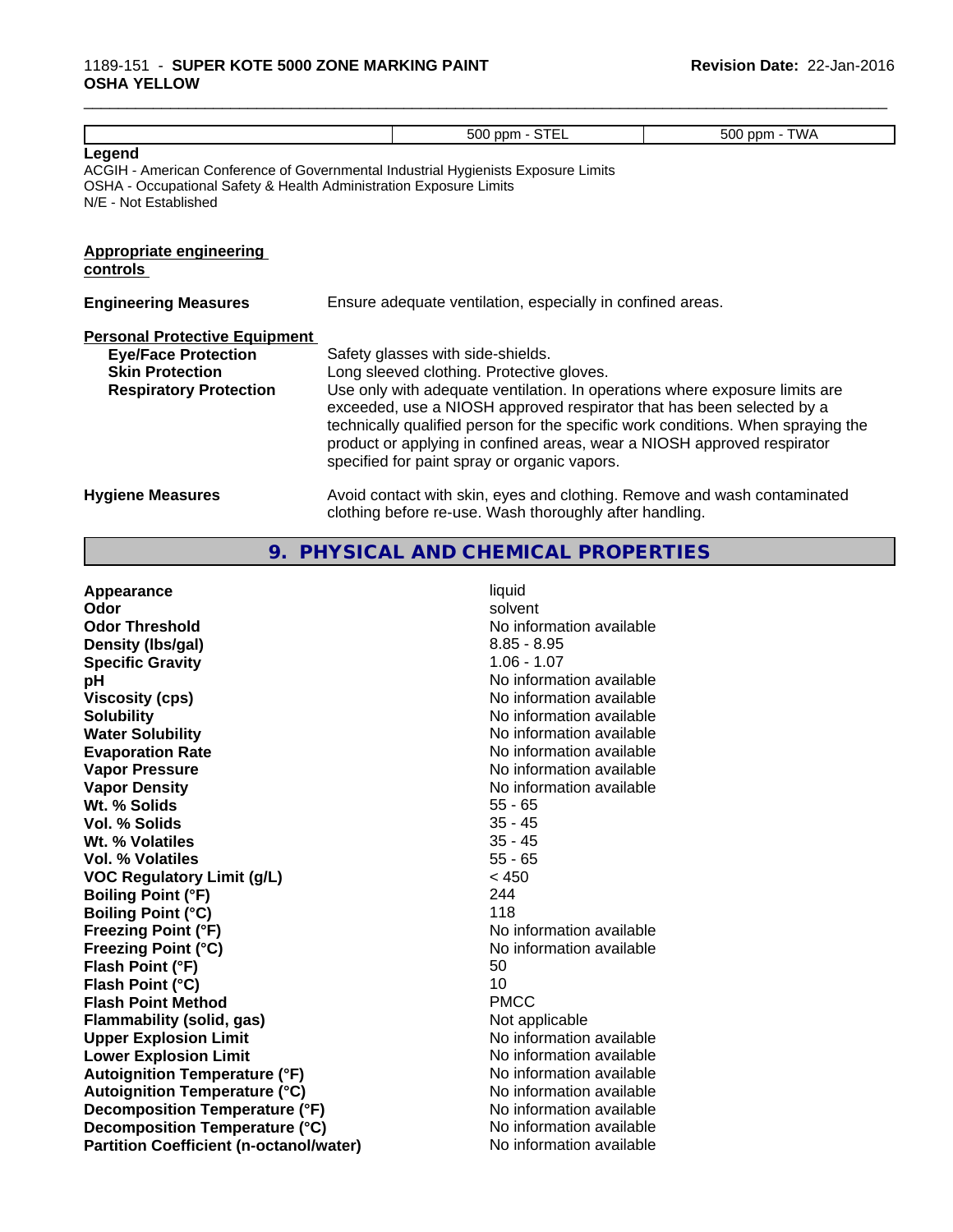| | 500 ppm - STEL | 500 ppm - TWA |
|---|---|---|

**Legend**

ACGIH - American Conference of Governmental Industrial Hygienists Exposure Limits
OSHA - Occupational Safety & Health Administration Exposure Limits
N/E - Not Established

**Appropriate engineering controls**

**Engineering Measures** Ensure adequate ventilation, especially in confined areas.

**Personal Protective Equipment**

**Eye/Face Protection** Safety glasses with side-shields.

**Skin Protection** Long sleeved clothing. Protective gloves.

**Respiratory Protection** Use only with adequate ventilation. In operations where exposure limits are exceeded, use a NIOSH approved respirator that has been selected by a technically qualified person for the specific work conditions. When spraying the product or applying in confined areas, wear a NIOSH approved respirator specified for paint spray or organic vapors.

**Hygiene Measures** Avoid contact with skin, eyes and clothing. Remove and wash contaminated clothing before re-use. Wash thoroughly after handling.

## 9. PHYSICAL AND CHEMICAL PROPERTIES

| Property | Value |
|---|---|
| **Appearance** | liquid |
| **Odor** | solvent |
| **Odor Threshold** | No information available |
| **Density (lbs/gal)** | 8.85 - 8.95 |
| **Specific Gravity** | 1.06 - 1.07 |
| **pH** | No information available |
| **Viscosity (cps)** | No information available |
| **Solubility** | No information available |
| **Water Solubility** | No information available |
| **Evaporation Rate** | No information available |
| **Vapor Pressure** | No information available |
| **Vapor Density** | No information available |
| **Wt. % Solids** | 55 - 65 |
| **Vol. % Solids** | 35 - 45 |
| **Wt. % Volatiles** | 35 - 45 |
| **Vol. % Volatiles** | 55 - 65 |
| **VOC Regulatory Limit (g/L)** | < 450 |
| **Boiling Point (°F)** | 244 |
| **Boiling Point (°C)** | 118 |
| **Freezing Point (°F)** | No information available |
| **Freezing Point (°C)** | No information available |
| **Flash Point (°F)** | 50 |
| **Flash Point (°C)** | 10 |
| **Flash Point Method** | PMCC |
| **Flammability (solid, gas)** | Not applicable |
| **Upper Explosion Limit** | No information available |
| **Lower Explosion Limit** | No information available |
| **Autoignition Temperature (°F)** | No information available |
| **Autoignition Temperature (°C)** | No information available |
| **Decomposition Temperature (°F)** | No information available |
| **Decomposition Temperature (°C)** | No information available |
| **Partition Coefficient (n-octanol/water)** | No information available |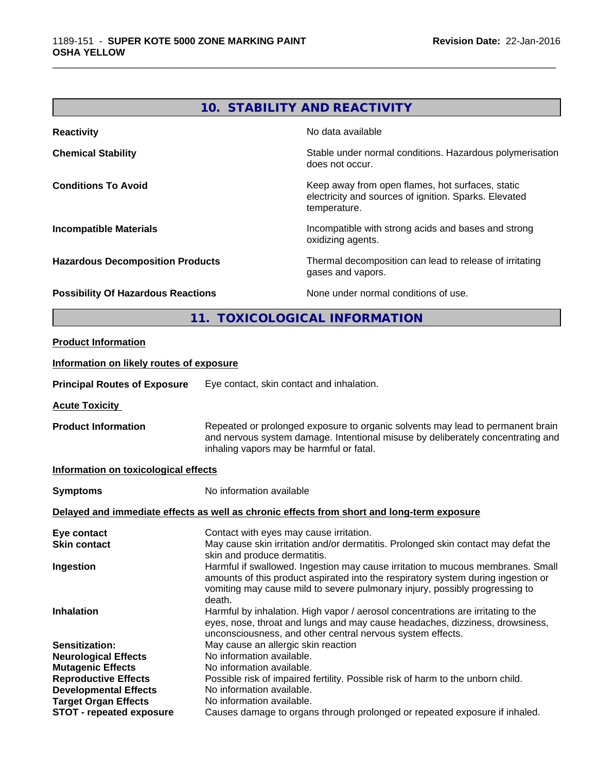## 10. STABILITY AND REACTIVITY

| | |
|---|---|
| **Reactivity** | No data available |
| **Chemical Stability** | Stable under normal conditions. Hazardous polymerisation does not occur. |
| **Conditions To Avoid** | Keep away from open flames, hot surfaces, static electricity and sources of ignition. Sparks. Elevated temperature. |
| **Incompatible Materials** | Incompatible with strong acids and bases and strong oxidizing agents. |
| **Hazardous Decomposition Products** | Thermal decomposition can lead to release of irritating gases and vapors. |
| **Possibility Of Hazardous Reactions** | None under normal conditions of use. |

## 11. TOXICOLOGICAL INFORMATION

**Product Information**

**Information on likely routes of exposure**

**Principal Routes of Exposure** Eye contact, skin contact and inhalation.

**Acute Toxicity**

**Product Information** Repeated or prolonged exposure to organic solvents may lead to permanent brain and nervous system damage. Intentional misuse by deliberately concentrating and inhaling vapors may be harmful or fatal.

**Information on toxicological effects**

**Symptoms** No information available

**Delayed and immediate effects as well as chronic effects from short and long-term exposure**

| | |
|---|---|
| **Eye contact** | Contact with eyes may cause irritation. |
| **Skin contact** | May cause skin irritation and/or dermatitis. Prolonged skin contact may defat the skin and produce dermatitis. |
| **Ingestion** | Harmful if swallowed. Ingestion may cause irritation to mucous membranes. Small amounts of this product aspirated into the respiratory system during ingestion or vomiting may cause mild to severe pulmonary injury, possibly progressing to death. |
| **Inhalation** | Harmful by inhalation. High vapor / aerosol concentrations are irritating to the eyes, nose, throat and lungs and may cause headaches, dizziness, drowsiness, unconsciousness, and other central nervous system effects. |
| **Sensitization:** | May cause an allergic skin reaction |
| **Neurological Effects** | No information available. |
| **Mutagenic Effects** | No information available. |
| **Reproductive Effects** | Possible risk of impaired fertility. Possible risk of harm to the unborn child. |
| **Developmental Effects** | No information available. |
| **Target Organ Effects** | No information available. |
| **STOT - repeated exposure** | Causes damage to organs through prolonged or repeated exposure if inhaled. |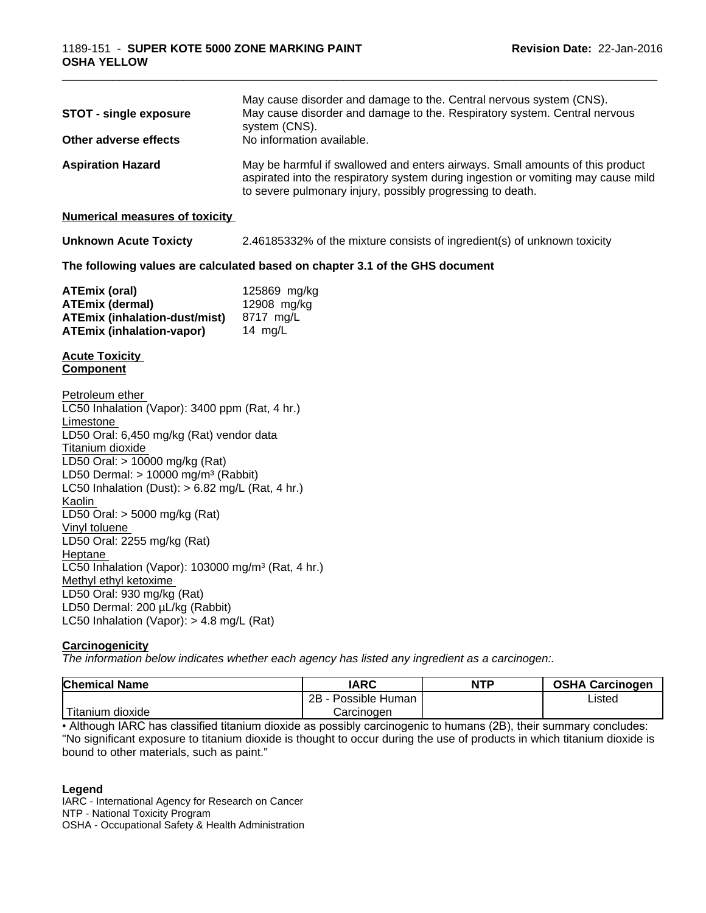| | |
|---|---|
| **STOT - single exposure** | May cause disorder and damage to the. Central nervous system (CNS). May cause disorder and damage to the. Respiratory system. Central nervous system (CNS). |
| **Other adverse effects** | No information available. |
| **Aspiration Hazard** | May be harmful if swallowed and enters airways. Small amounts of this product aspirated into the respiratory system during ingestion or vomiting may cause mild to severe pulmonary injury, possibly progressing to death. |

**Numerical measures of toxicity**

**Unknown Acute Toxicty** 2.46185332% of the mixture consists of ingredient(s) of unknown toxicity

**The following values are calculated based on chapter 3.1 of the GHS document**

| | |
|---|---|
| **ATEmix (oral)** | 125869 mg/kg |
| **ATEmix (dermal)** | 12908 mg/kg |
| **ATEmix (inhalation-dust/mist)** | 8717 mg/L |
| **ATEmix (inhalation-vapor)** | 14 mg/L |

**Acute Toxicity**
**Component**

Petroleum ether
LC50 Inhalation (Vapor): 3400 ppm (Rat, 4 hr.)
Limestone
LD50 Oral: 6,450 mg/kg (Rat) vendor data
Titanium dioxide
LD50 Oral: > 10000 mg/kg (Rat)
LD50 Dermal: > 10000 mg/m³ (Rabbit)
LC50 Inhalation (Dust): > 6.82 mg/L (Rat, 4 hr.)
Kaolin
LD50 Oral: > 5000 mg/kg (Rat)
Vinyl toluene
LD50 Oral: 2255 mg/kg (Rat)
Heptane
LC50 Inhalation (Vapor): 103000 mg/m³ (Rat, 4 hr.)
Methyl ethyl ketoxime
LD50 Oral: 930 mg/kg (Rat)
LD50 Dermal: 200 µL/kg (Rabbit)
LC50 Inhalation (Vapor): > 4.8 mg/L (Rat)

**Carcinogenicity**

*The information below indicates whether each agency has listed any ingredient as a carcinogen:.*

| Chemical Name | IARC | NTP | OSHA Carcinogen |
|---|---|---|---|
| Titanium dioxide | 2B - Possible Human Carcinogen | | Listed |

• Although IARC has classified titanium dioxide as possibly carcinogenic to humans (2B), their summary concludes: "No significant exposure to titanium dioxide is thought to occur during the use of products in which titanium dioxide is bound to other materials, such as paint."

**Legend**
IARC - International Agency for Research on Cancer
NTP - National Toxicity Program
OSHA - Occupational Safety & Health Administration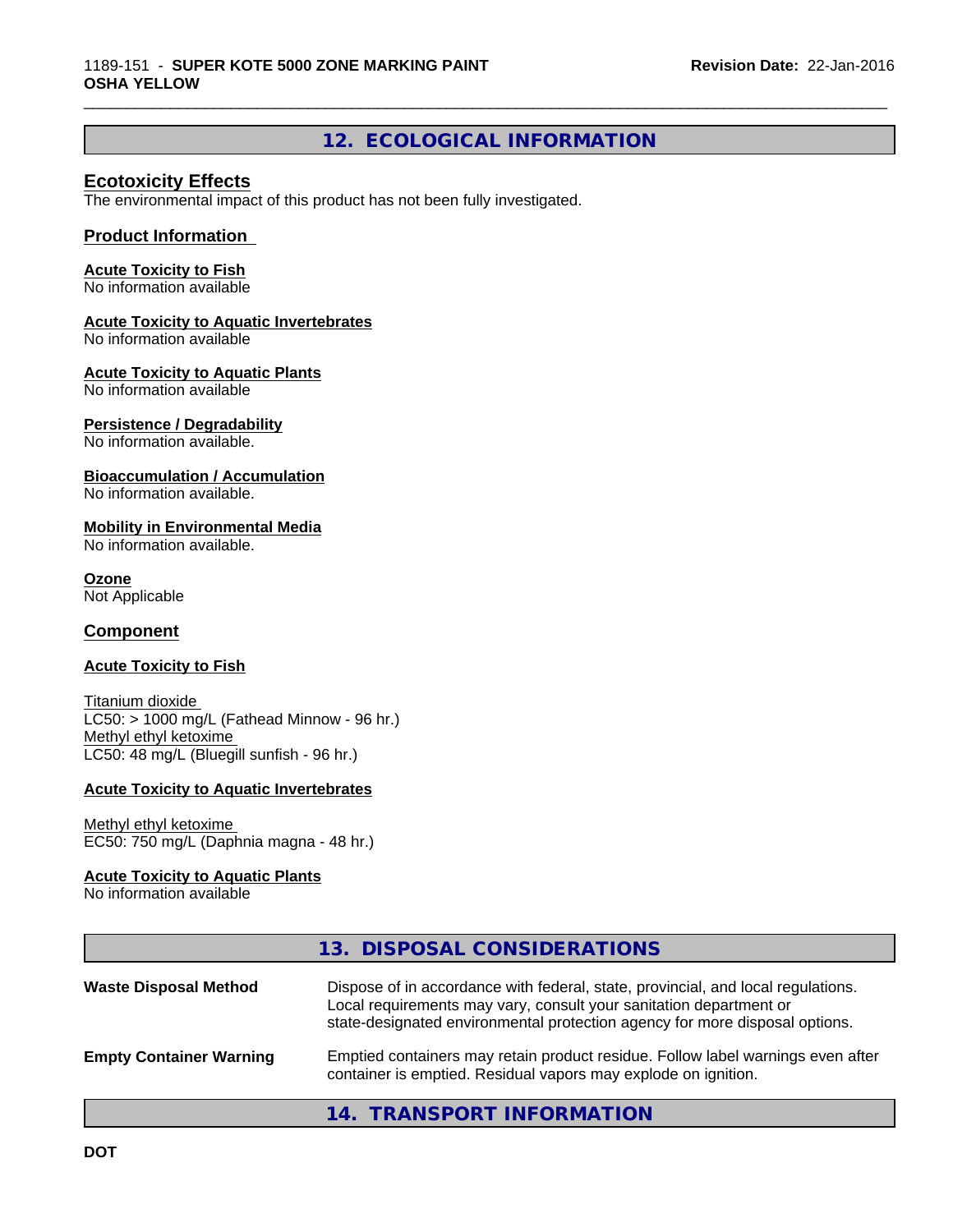## 12. ECOLOGICAL INFORMATION

### Ecotoxicity Effects

The environmental impact of this product has not been fully investigated.

### Product Information

**Acute Toxicity to Fish**
No information available

**Acute Toxicity to Aquatic Invertebrates**
No information available

**Acute Toxicity to Aquatic Plants**
No information available

**Persistence / Degradability**
No information available.

**Bioaccumulation / Accumulation**
No information available.

**Mobility in Environmental Media**
No information available.

**Ozone**
Not Applicable

### Component

**Acute Toxicity to Fish**

Titanium dioxide
LC50: > 1000 mg/L (Fathead Minnow - 96 hr.)
Methyl ethyl ketoxime
LC50: 48 mg/L (Bluegill sunfish - 96 hr.)

**Acute Toxicity to Aquatic Invertebrates**

Methyl ethyl ketoxime
EC50: 750 mg/L (Daphnia magna - 48 hr.)

**Acute Toxicity to Aquatic Plants**
No information available

## 13. DISPOSAL CONSIDERATIONS

| | |
|---|---|
| **Waste Disposal Method** | Dispose of in accordance with federal, state, provincial, and local regulations. Local requirements may vary, consult your sanitation department or state-designated environmental protection agency for more disposal options. |
| **Empty Container Warning** | Emptied containers may retain product residue. Follow label warnings even after container is emptied. Residual vapors may explode on ignition. |

## 14. TRANSPORT INFORMATION

**DOT**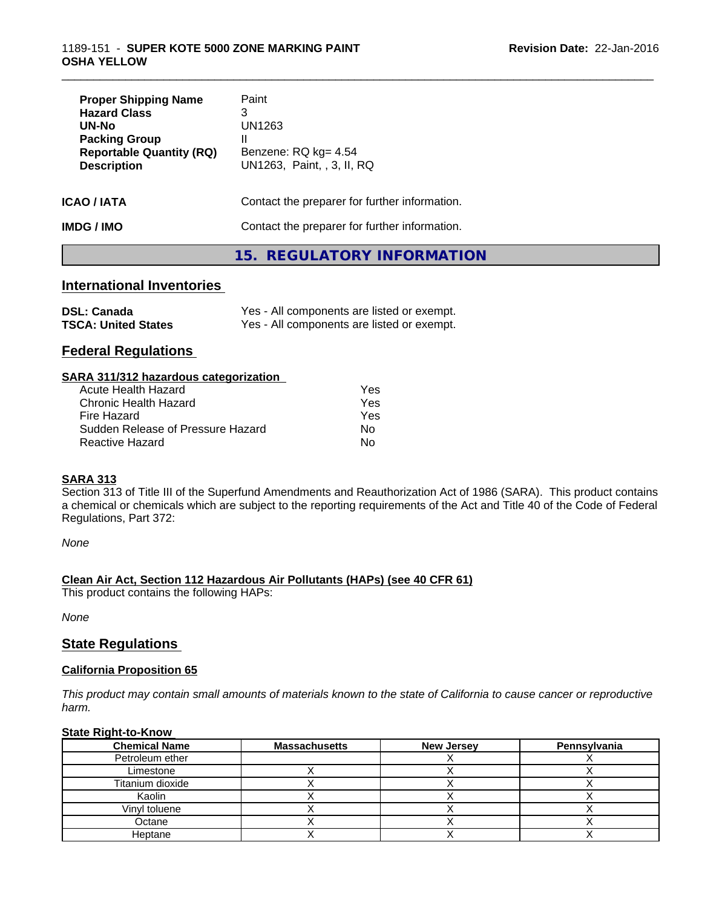| | |
|---|---|
| **Proper Shipping Name** | Paint |
| **Hazard Class** | 3 |
| **UN-No** | UN1263 |
| **Packing Group** | II |
| **Reportable Quantity (RQ)** | Benzene: RQ kg= 4.54 |
| **Description** | UN1263, Paint, , 3, II, RQ |

**ICAO / IATA** Contact the preparer for further information.

**IMDG / IMO** Contact the preparer for further information.

# 15. REGULATORY INFORMATION

## International Inventories

**DSL: Canada** Yes - All components are listed or exempt.
**TSCA: United States** Yes - All components are listed or exempt.

## Federal Regulations

### SARA 311/312 hazardous categorization

| | |
|---|---|
| Acute Health Hazard | Yes |
| Chronic Health Hazard | Yes |
| Fire Hazard | Yes |
| Sudden Release of Pressure Hazard | No |
| Reactive Hazard | No |

### SARA 313

Section 313 of Title III of the Superfund Amendments and Reauthorization Act of 1986 (SARA). This product contains a chemical or chemicals which are subject to the reporting requirements of the Act and Title 40 of the Code of Federal Regulations, Part 372:

*None*

### Clean Air Act, Section 112 Hazardous Air Pollutants (HAPs) (see 40 CFR 61)

This product contains the following HAPs:

*None*

## State Regulations

### California Proposition 65

*This product may contain small amounts of materials known to the state of California to cause cancer or reproductive harm.*

### State Right-to-Know

| Chemical Name | Massachusetts | New Jersey | Pennsylvania |
|---|---|---|---|
| Petroleum ether | | X | X |
| Limestone | X | X | X |
| Titanium dioxide | X | X | X |
| Kaolin | X | X | X |
| Vinyl toluene | X | X | X |
| Octane | X | X | X |
| Heptane | X | X | X |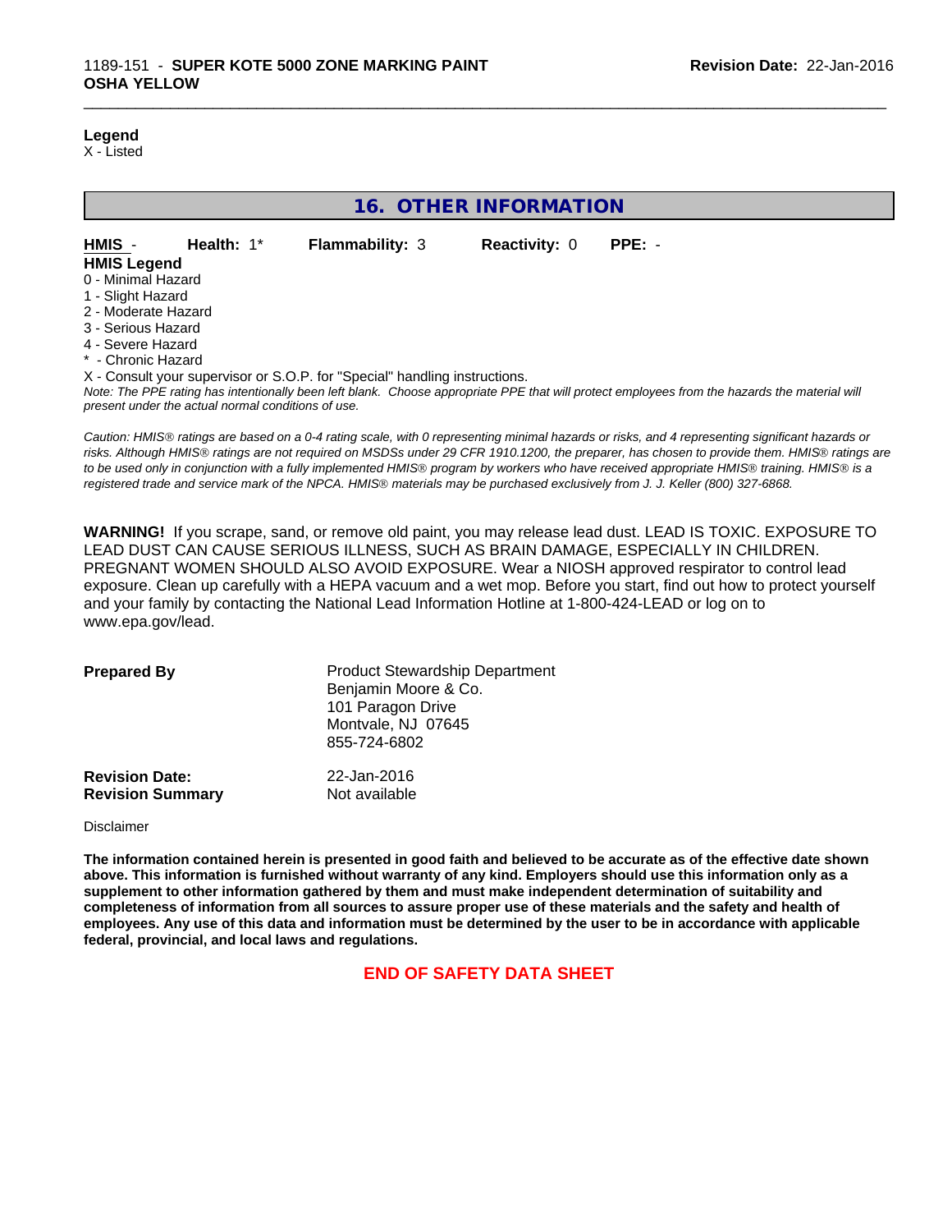**Legend**
X - Listed

## 16. OTHER INFORMATION

| | | | | |
|---|---|---|---|---|
| **HMIS** - | **Health:** 1* | **Flammability:** 3 | **Reactivity:** 0 | **PPE:** - |

**HMIS Legend**
0 - Minimal Hazard
1 - Slight Hazard
2 - Moderate Hazard
3 - Serious Hazard
4 - Severe Hazard
* - Chronic Hazard
X - Consult your supervisor or S.O.P. for "Special" handling instructions.

*Note: The PPE rating has intentionally been left blank. Choose appropriate PPE that will protect employees from the hazards the material will present under the actual normal conditions of use.*

*Caution: HMIS® ratings are based on a 0-4 rating scale, with 0 representing minimal hazards or risks, and 4 representing significant hazards or risks. Although HMIS® ratings are not required on MSDSs under 29 CFR 1910.1200, the preparer, has chosen to provide them. HMIS® ratings are to be used only in conjunction with a fully implemented HMIS® program by workers who have received appropriate HMIS® training. HMIS® is a registered trade and service mark of the NPCA. HMIS® materials may be purchased exclusively from J. J. Keller (800) 327-6868.*

**WARNING!** If you scrape, sand, or remove old paint, you may release lead dust. LEAD IS TOXIC. EXPOSURE TO LEAD DUST CAN CAUSE SERIOUS ILLNESS, SUCH AS BRAIN DAMAGE, ESPECIALLY IN CHILDREN. PREGNANT WOMEN SHOULD ALSO AVOID EXPOSURE. Wear a NIOSH approved respirator to control lead exposure. Clean up carefully with a HEPA vacuum and a wet mop. Before you start, find out how to protect yourself and your family by contacting the National Lead Information Hotline at 1-800-424-LEAD or log on to www.epa.gov/lead.

**Prepared By**
Product Stewardship Department
Benjamin Moore & Co.
101 Paragon Drive
Montvale, NJ 07645
855-724-6802

**Revision Date:** 22-Jan-2016
**Revision Summary** Not available

Disclaimer

**The information contained herein is presented in good faith and believed to be accurate as of the effective date shown above. This information is furnished without warranty of any kind. Employers should use this information only as a supplement to other information gathered by them and must make independent determination of suitability and completeness of information from all sources to assure proper use of these materials and the safety and health of employees. Any use of this data and information must be determined by the user to be in accordance with applicable federal, provincial, and local laws and regulations.**

**END OF SAFETY DATA SHEET**